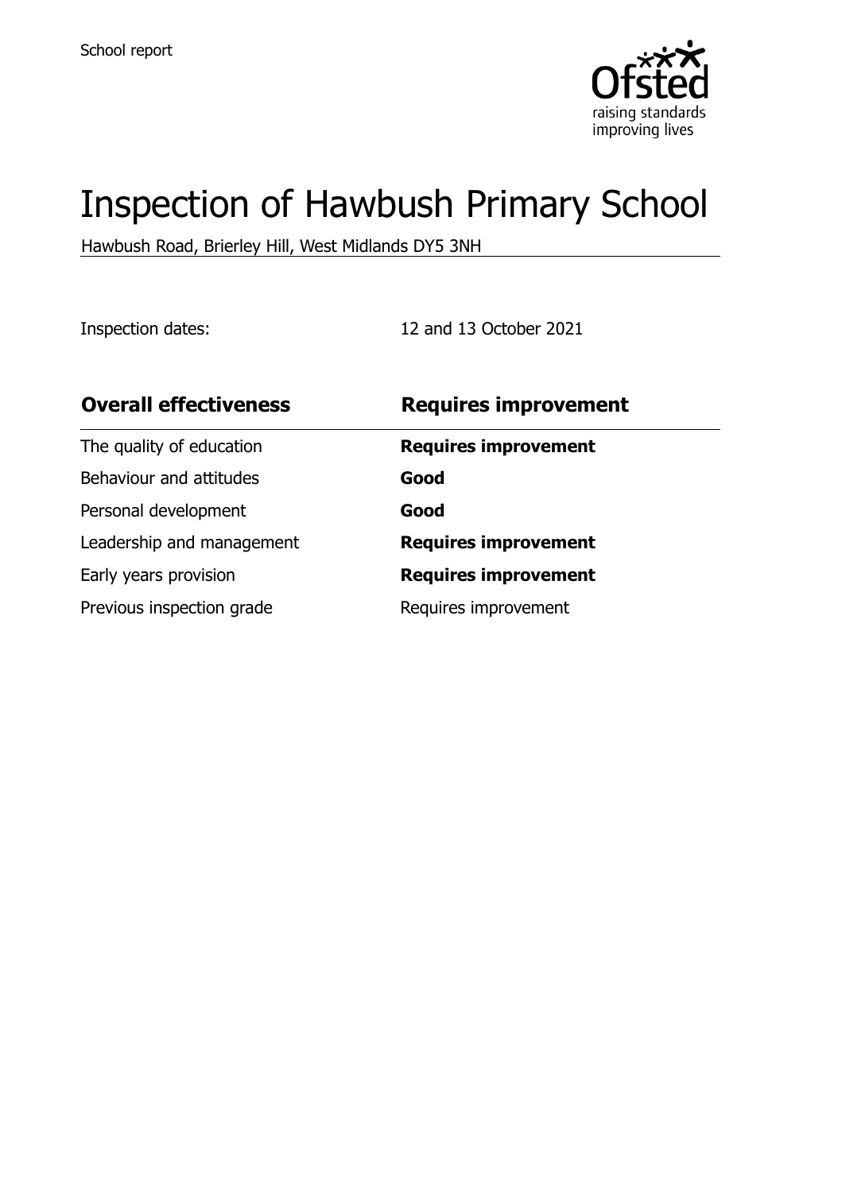School report

# Inspection of Hawbush Primary School

Hawbush Road, Brierley Hill, West Midlands DY5 3NH

Inspection dates: 12 and 13 October 2021

| **Overall effectiveness** | **Requires improvement** |
| --- | --- |
| The quality of education | **Requires improvement** |
| Behaviour and attitudes | **Good** |
| Personal development | **Good** |
| Leadership and management | **Requires improvement** |
| Early years provision | **Requires improvement** |
| Previous inspection grade | Requires improvement |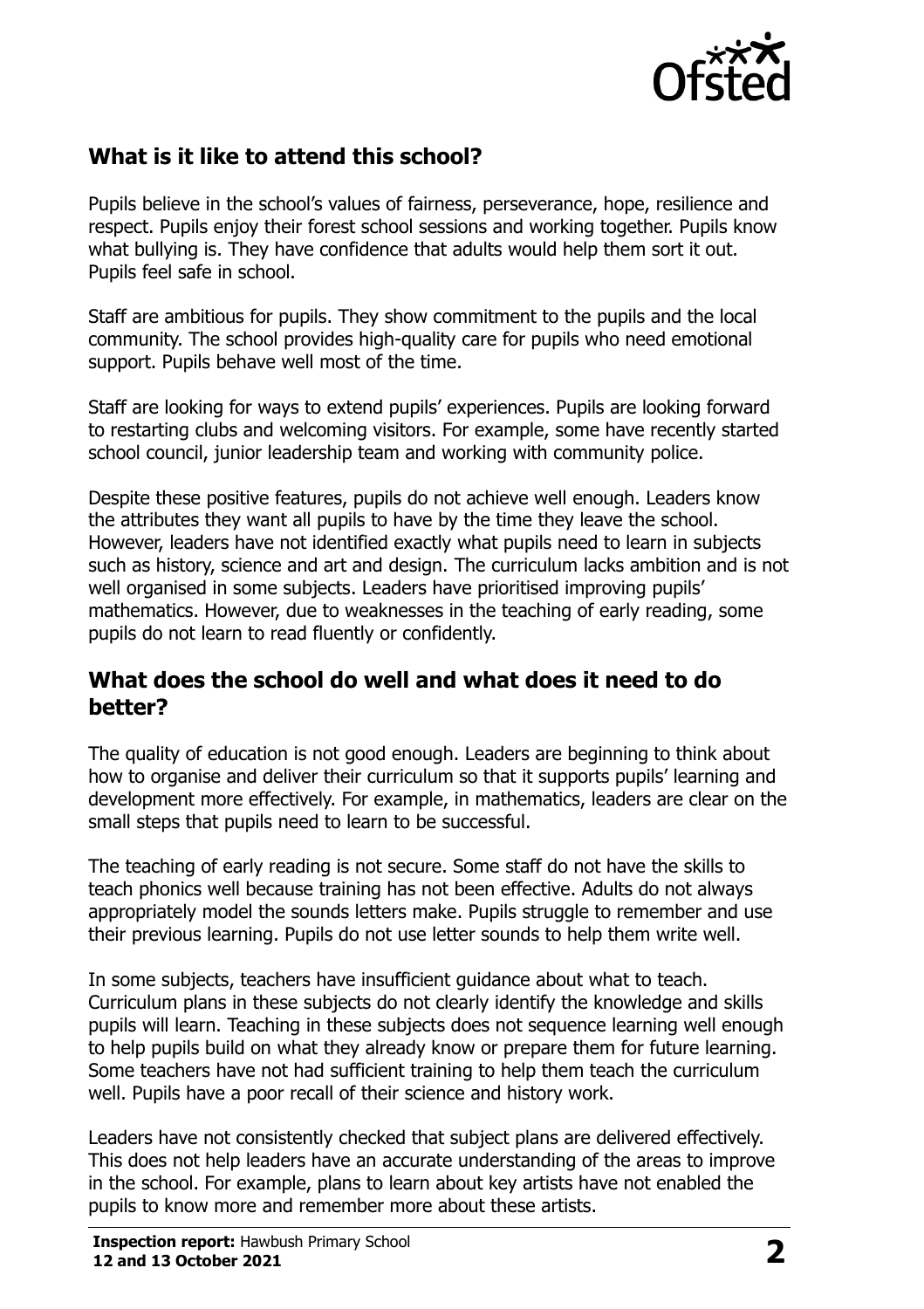## What is it like to attend this school?

Pupils believe in the school's values of fairness, perseverance, hope, resilience and respect. Pupils enjoy their forest school sessions and working together. Pupils know what bullying is. They have confidence that adults would help them sort it out. Pupils feel safe in school.

Staff are ambitious for pupils. They show commitment to the pupils and the local community. The school provides high-quality care for pupils who need emotional support. Pupils behave well most of the time.

Staff are looking for ways to extend pupils' experiences. Pupils are looking forward to restarting clubs and welcoming visitors. For example, some have recently started school council, junior leadership team and working with community police.

Despite these positive features, pupils do not achieve well enough. Leaders know the attributes they want all pupils to have by the time they leave the school. However, leaders have not identified exactly what pupils need to learn in subjects such as history, science and art and design. The curriculum lacks ambition and is not well organised in some subjects. Leaders have prioritised improving pupils' mathematics. However, due to weaknesses in the teaching of early reading, some pupils do not learn to read fluently or confidently.

## What does the school do well and what does it need to do better?

The quality of education is not good enough. Leaders are beginning to think about how to organise and deliver their curriculum so that it supports pupils' learning and development more effectively. For example, in mathematics, leaders are clear on the small steps that pupils need to learn to be successful.

The teaching of early reading is not secure. Some staff do not have the skills to teach phonics well because training has not been effective. Adults do not always appropriately model the sounds letters make. Pupils struggle to remember and use their previous learning. Pupils do not use letter sounds to help them write well.

In some subjects, teachers have insufficient guidance about what to teach. Curriculum plans in these subjects do not clearly identify the knowledge and skills pupils will learn. Teaching in these subjects does not sequence learning well enough to help pupils build on what they already know or prepare them for future learning. Some teachers have not had sufficient training to help them teach the curriculum well. Pupils have a poor recall of their science and history work.

Leaders have not consistently checked that subject plans are delivered effectively. This does not help leaders have an accurate understanding of the areas to improve in the school. For example, plans to learn about key artists have not enabled the pupils to know more and remember more about these artists.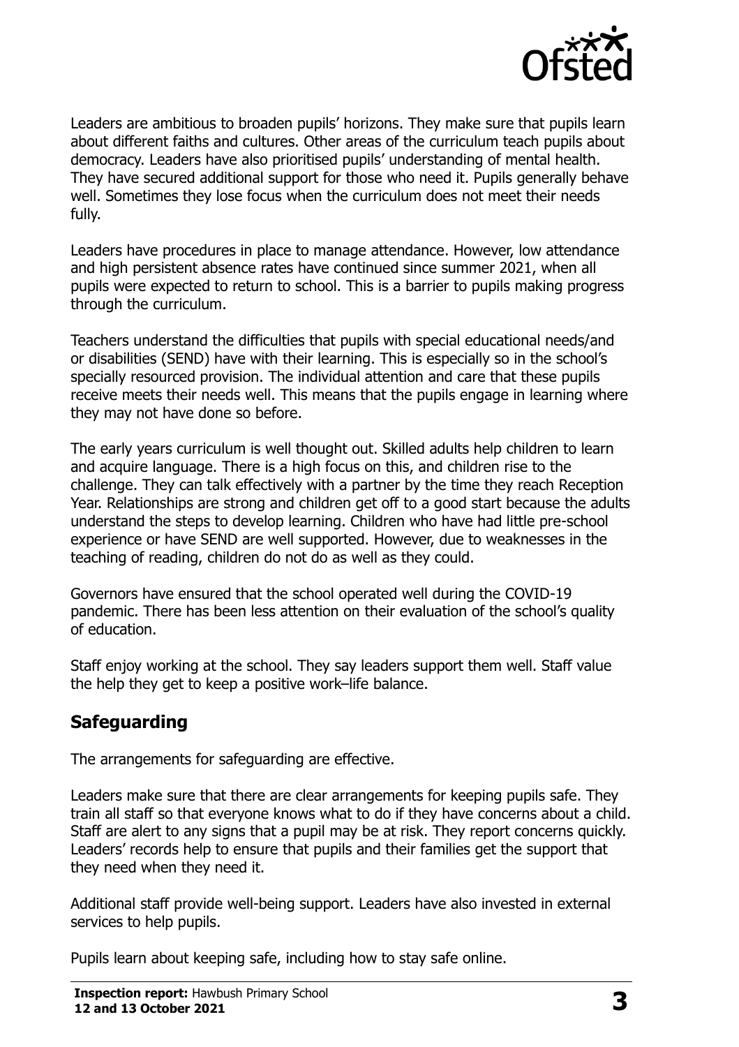Leaders are ambitious to broaden pupils' horizons. They make sure that pupils learn about different faiths and cultures. Other areas of the curriculum teach pupils about democracy. Leaders have also prioritised pupils' understanding of mental health. They have secured additional support for those who need it. Pupils generally behave well. Sometimes they lose focus when the curriculum does not meet their needs fully.

Leaders have procedures in place to manage attendance. However, low attendance and high persistent absence rates have continued since summer 2021, when all pupils were expected to return to school. This is a barrier to pupils making progress through the curriculum.

Teachers understand the difficulties that pupils with special educational needs/and or disabilities (SEND) have with their learning. This is especially so in the school's specially resourced provision. The individual attention and care that these pupils receive meets their needs well. This means that the pupils engage in learning where they may not have done so before.

The early years curriculum is well thought out. Skilled adults help children to learn and acquire language. There is a high focus on this, and children rise to the challenge. They can talk effectively with a partner by the time they reach Reception Year. Relationships are strong and children get off to a good start because the adults understand the steps to develop learning. Children who have had little pre-school experience or have SEND are well supported. However, due to weaknesses in the teaching of reading, children do not do as well as they could.

Governors have ensured that the school operated well during the COVID-19 pandemic. There has been less attention on their evaluation of the school's quality of education.

Staff enjoy working at the school. They say leaders support them well. Staff value the help they get to keep a positive work–life balance.

## Safeguarding

The arrangements for safeguarding are effective.

Leaders make sure that there are clear arrangements for keeping pupils safe. They train all staff so that everyone knows what to do if they have concerns about a child. Staff are alert to any signs that a pupil may be at risk. They report concerns quickly. Leaders' records help to ensure that pupils and their families get the support that they need when they need it.

Additional staff provide well-being support. Leaders have also invested in external services to help pupils.

Pupils learn about keeping safe, including how to stay safe online.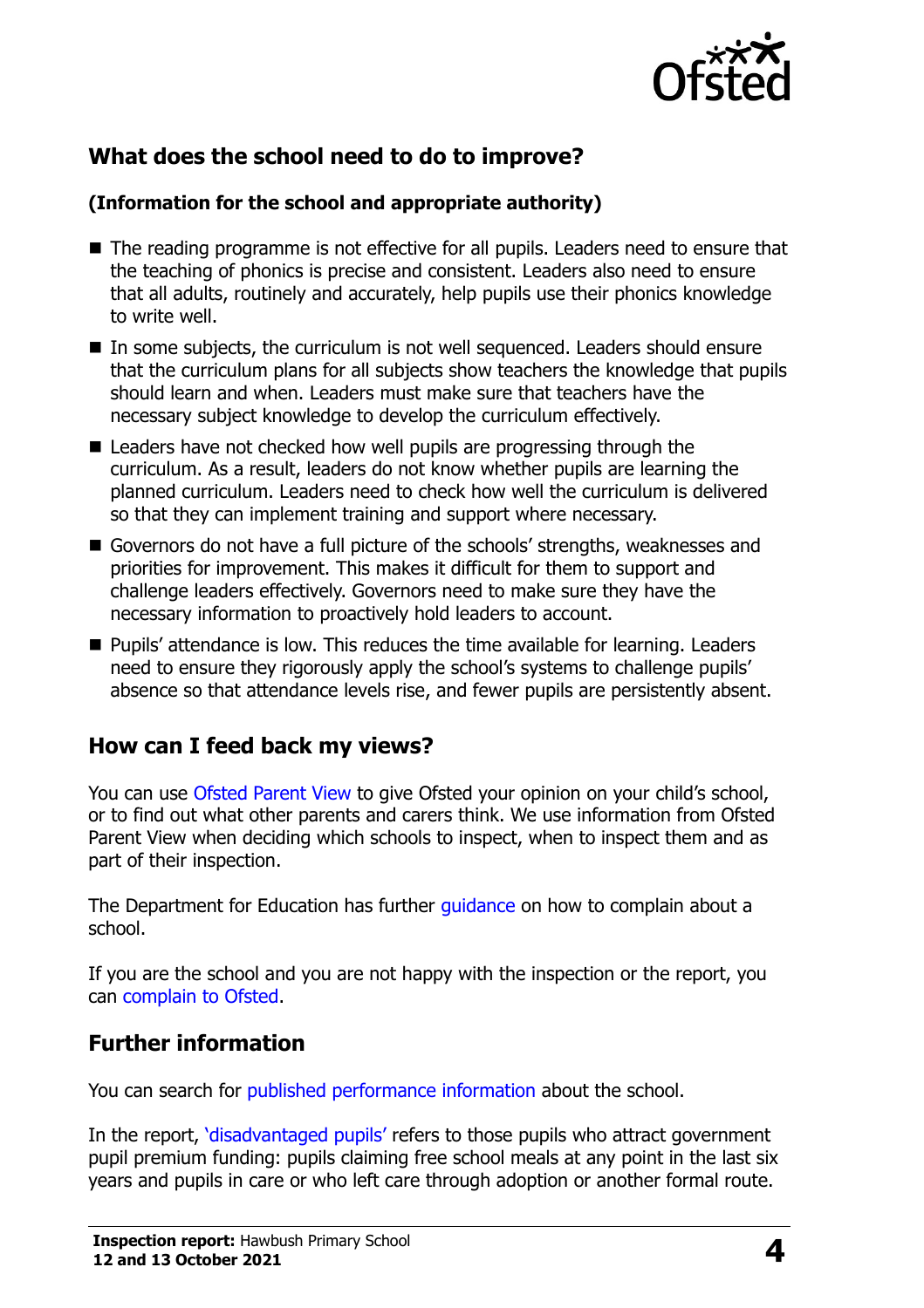## What does the school need to do to improve?

### (Information for the school and appropriate authority)

- The reading programme is not effective for all pupils. Leaders need to ensure that the teaching of phonics is precise and consistent. Leaders also need to ensure that all adults, routinely and accurately, help pupils use their phonics knowledge to write well.
- In some subjects, the curriculum is not well sequenced. Leaders should ensure that the curriculum plans for all subjects show teachers the knowledge that pupils should learn and when. Leaders must make sure that teachers have the necessary subject knowledge to develop the curriculum effectively.
- Leaders have not checked how well pupils are progressing through the curriculum. As a result, leaders do not know whether pupils are learning the planned curriculum. Leaders need to check how well the curriculum is delivered so that they can implement training and support where necessary.
- Governors do not have a full picture of the schools' strengths, weaknesses and priorities for improvement. This makes it difficult for them to support and challenge leaders effectively. Governors need to make sure they have the necessary information to proactively hold leaders to account.
- Pupils' attendance is low. This reduces the time available for learning. Leaders need to ensure they rigorously apply the school's systems to challenge pupils' absence so that attendance levels rise, and fewer pupils are persistently absent.

## How can I feed back my views?

You can use Ofsted Parent View to give Ofsted your opinion on your child's school, or to find out what other parents and carers think. We use information from Ofsted Parent View when deciding which schools to inspect, when to inspect them and as part of their inspection.

The Department for Education has further guidance on how to complain about a school.

If you are the school and you are not happy with the inspection or the report, you can complain to Ofsted.

## Further information

You can search for published performance information about the school.

In the report, 'disadvantaged pupils' refers to those pupils who attract government pupil premium funding: pupils claiming free school meals at any point in the last six years and pupils in care or who left care through adoption or another formal route.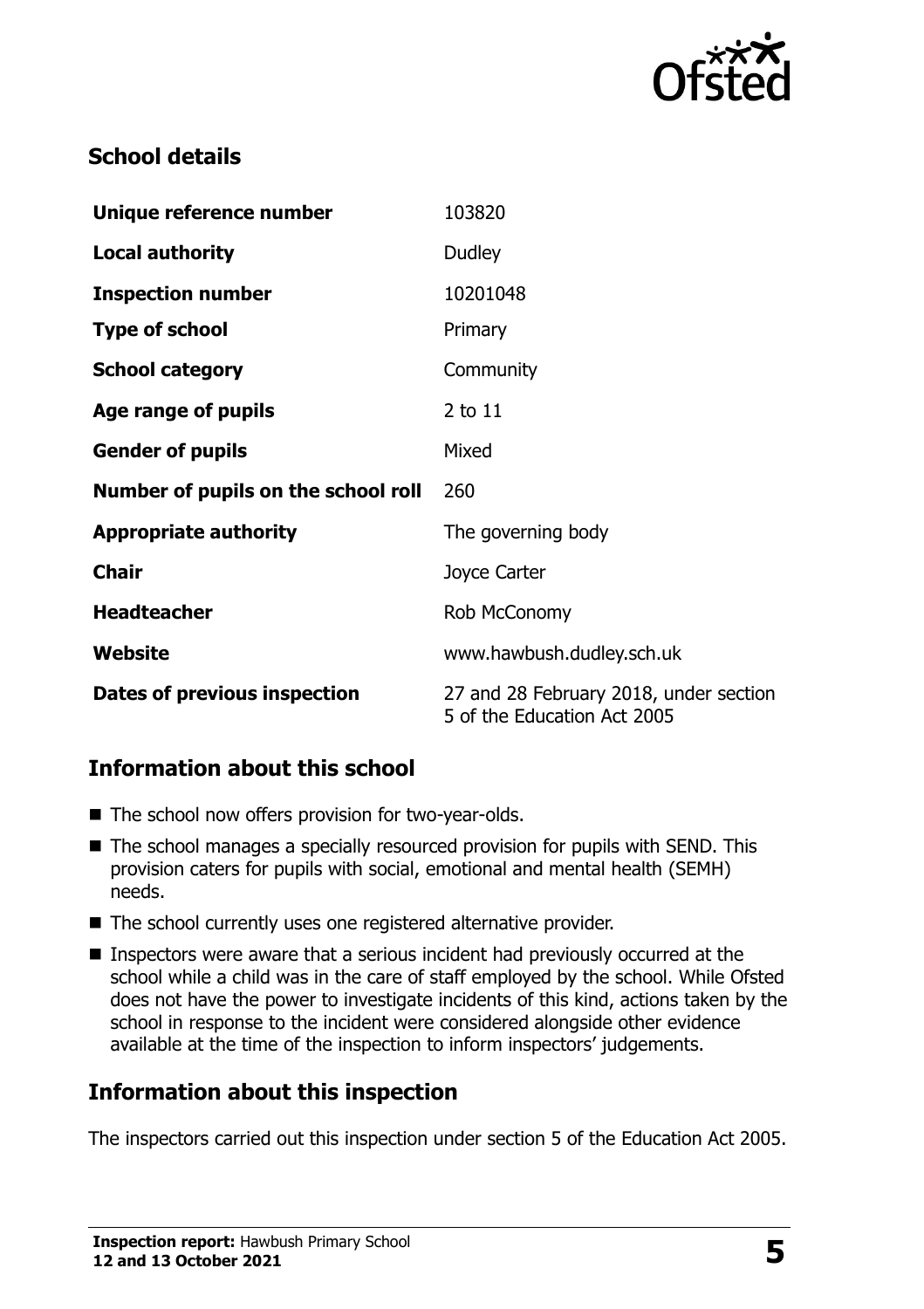## School details

| | |
|---|---|
| **Unique reference number** | 103820 |
| **Local authority** | Dudley |
| **Inspection number** | 10201048 |
| **Type of school** | Primary |
| **School category** | Community |
| **Age range of pupils** | 2 to 11 |
| **Gender of pupils** | Mixed |
| **Number of pupils on the school roll** | 260 |
| **Appropriate authority** | The governing body |
| **Chair** | Joyce Carter |
| **Headteacher** | Rob McConomy |
| **Website** | www.hawbush.dudley.sch.uk |
| **Dates of previous inspection** | 27 and 28 February 2018, under section 5 of the Education Act 2005 |

## Information about this school

- The school now offers provision for two-year-olds.
- The school manages a specially resourced provision for pupils with SEND. This provision caters for pupils with social, emotional and mental health (SEMH) needs.
- The school currently uses one registered alternative provider.
- Inspectors were aware that a serious incident had previously occurred at the school while a child was in the care of staff employed by the school. While Ofsted does not have the power to investigate incidents of this kind, actions taken by the school in response to the incident were considered alongside other evidence available at the time of the inspection to inform inspectors' judgements.

## Information about this inspection

The inspectors carried out this inspection under section 5 of the Education Act 2005.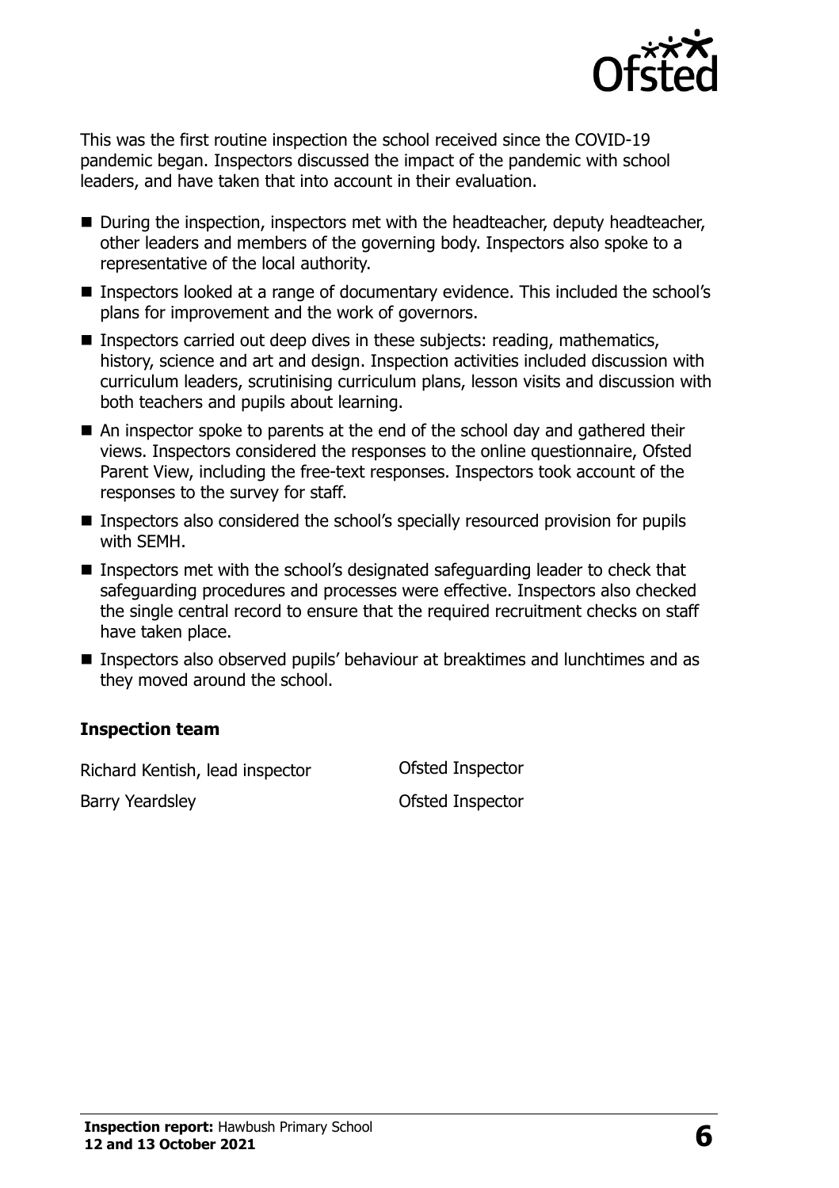This was the first routine inspection the school received since the COVID-19 pandemic began. Inspectors discussed the impact of the pandemic with school leaders, and have taken that into account in their evaluation.

- During the inspection, inspectors met with the headteacher, deputy headteacher, other leaders and members of the governing body. Inspectors also spoke to a representative of the local authority.
- Inspectors looked at a range of documentary evidence. This included the school's plans for improvement and the work of governors.
- Inspectors carried out deep dives in these subjects: reading, mathematics, history, science and art and design. Inspection activities included discussion with curriculum leaders, scrutinising curriculum plans, lesson visits and discussion with both teachers and pupils about learning.
- An inspector spoke to parents at the end of the school day and gathered their views. Inspectors considered the responses to the online questionnaire, Ofsted Parent View, including the free-text responses. Inspectors took account of the responses to the survey for staff.
- Inspectors also considered the school's specially resourced provision for pupils with SEMH.
- Inspectors met with the school's designated safeguarding leader to check that safeguarding procedures and processes were effective. Inspectors also checked the single central record to ensure that the required recruitment checks on staff have taken place.
- Inspectors also observed pupils' behaviour at breaktimes and lunchtimes and as they moved around the school.

### Inspection team

| | |
|---|---|
| Richard Kentish, lead inspector | Ofsted Inspector |
| Barry Yeardsley | Ofsted Inspector |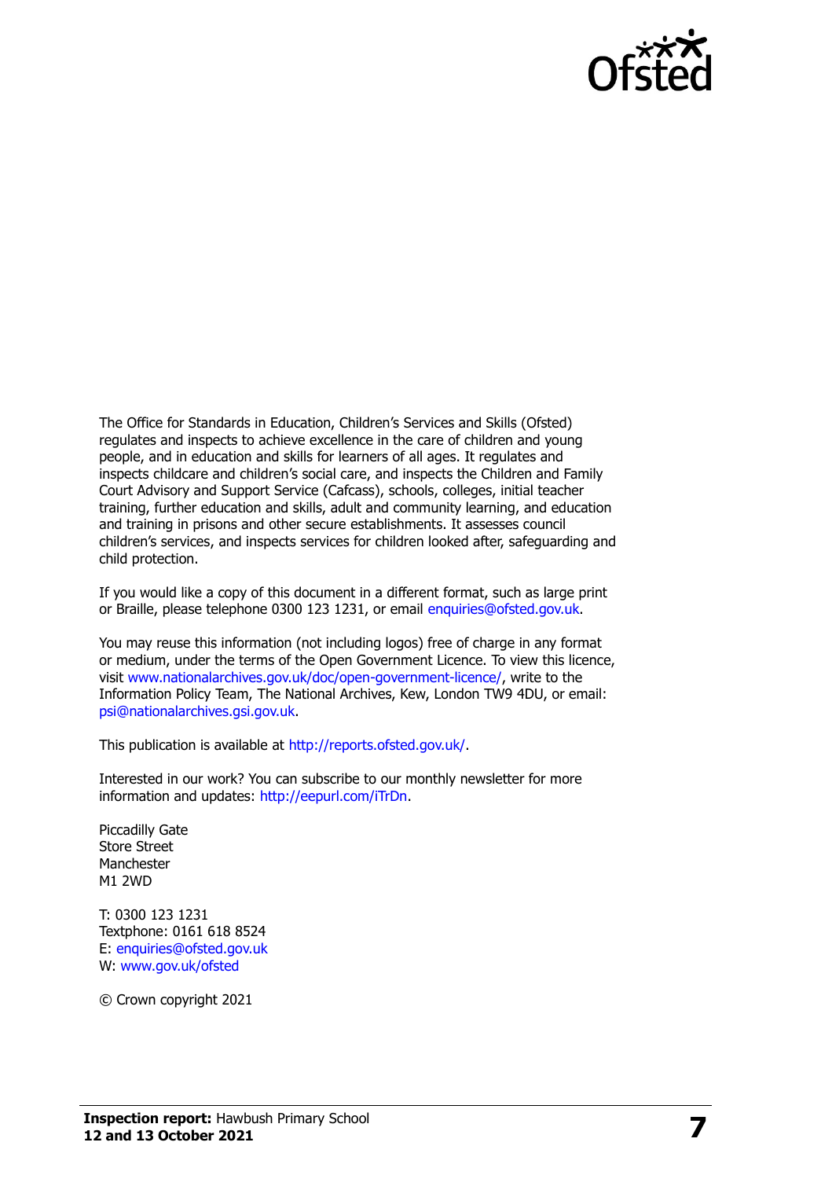The Office for Standards in Education, Children's Services and Skills (Ofsted) regulates and inspects to achieve excellence in the care of children and young people, and in education and skills for learners of all ages. It regulates and inspects childcare and children's social care, and inspects the Children and Family Court Advisory and Support Service (Cafcass), schools, colleges, initial teacher training, further education and skills, adult and community learning, and education and training in prisons and other secure establishments. It assesses council children's services, and inspects services for children looked after, safeguarding and child protection.

If you would like a copy of this document in a different format, such as large print or Braille, please telephone 0300 123 1231, or email enquiries@ofsted.gov.uk.

You may reuse this information (not including logos) free of charge in any format or medium, under the terms of the Open Government Licence. To view this licence, visit www.nationalarchives.gov.uk/doc/open-government-licence/, write to the Information Policy Team, The National Archives, Kew, London TW9 4DU, or email: psi@nationalarchives.gsi.gov.uk.

This publication is available at http://reports.ofsted.gov.uk/.

Interested in our work? You can subscribe to our monthly newsletter for more information and updates: http://eepurl.com/iTrDn.

Piccadilly Gate
Store Street
Manchester
M1 2WD

T: 0300 123 1231
Textphone: 0161 618 8524
E: enquiries@ofsted.gov.uk
W: www.gov.uk/ofsted

© Crown copyright 2021